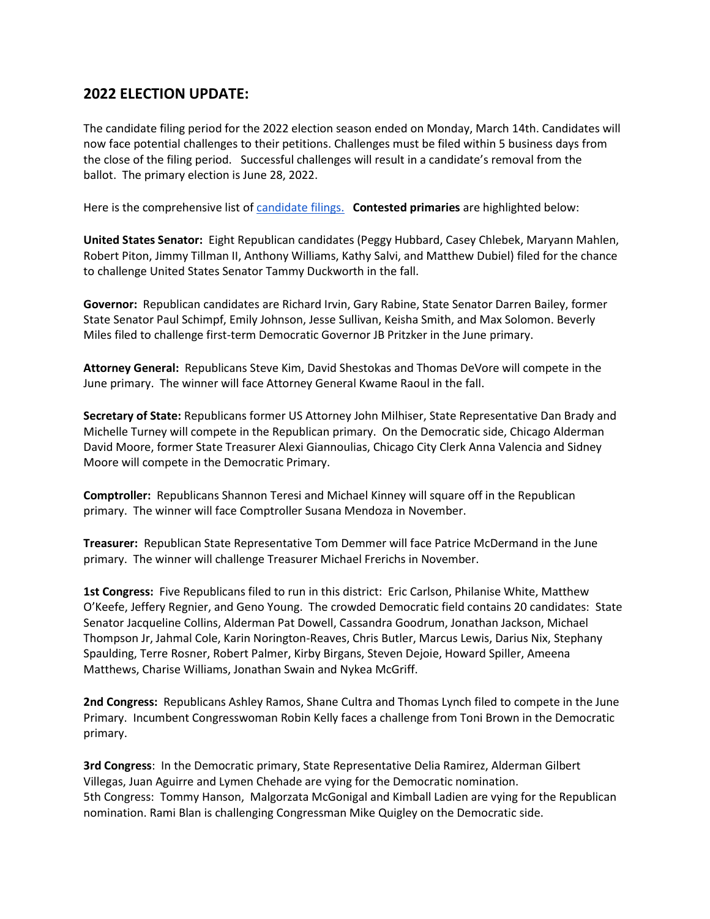## 2022 ELECTION UPDATE:

The candidate filing period for the 2022 election season ended on Monday, March 14th. Candidates will now face potential challenges to their petitions. Challenges must be filed within 5 business days from the close of the filing period. Successful challenges will result in a candidate's removal from the ballot. The primary election is June 28, 2022.

Here is the comprehensive list of candidate filings. **Contested primaries** are highlighted below:

**United States Senator:** Eight Republican candidates (Peggy Hubbard, Casey Chlebek, Maryann Mahlen, Robert Piton, Jimmy Tillman II, Anthony Williams, Kathy Salvi, and Matthew Dubiel) filed for the chance to challenge United States Senator Tammy Duckworth in the fall.

**Governor:** Republican candidates are Richard Irvin, Gary Rabine, State Senator Darren Bailey, former State Senator Paul Schimpf, Emily Johnson, Jesse Sullivan, Keisha Smith, and Max Solomon. Beverly Miles filed to challenge first-term Democratic Governor JB Pritzker in the June primary.

**Attorney General:** Republicans Steve Kim, David Shestokas and Thomas DeVore will compete in the June primary. The winner will face Attorney General Kwame Raoul in the fall.

**Secretary of State:** Republicans former US Attorney John Milhiser, State Representative Dan Brady and Michelle Turney will compete in the Republican primary. On the Democratic side, Chicago Alderman David Moore, former State Treasurer Alexi Giannoulias, Chicago City Clerk Anna Valencia and Sidney Moore will compete in the Democratic Primary.

**Comptroller:** Republicans Shannon Teresi and Michael Kinney will square off in the Republican primary. The winner will face Comptroller Susana Mendoza in November.

**Treasurer:** Republican State Representative Tom Demmer will face Patrice McDermand in the June primary. The winner will challenge Treasurer Michael Frerichs in November.

**1st Congress:** Five Republicans filed to run in this district: Eric Carlson, Philanise White, Matthew O'Keefe, Jeffery Regnier, and Geno Young. The crowded Democratic field contains 20 candidates: State Senator Jacqueline Collins, Alderman Pat Dowell, Cassandra Goodrum, Jonathan Jackson, Michael Thompson Jr, Jahmal Cole, Karin Norington-Reaves, Chris Butler, Marcus Lewis, Darius Nix, Stephany Spaulding, Terre Rosner, Robert Palmer, Kirby Birgans, Steven Dejoie, Howard Spiller, Ameena Matthews, Charise Williams, Jonathan Swain and Nykea McGriff.

**2nd Congress:** Republicans Ashley Ramos, Shane Cultra and Thomas Lynch filed to compete in the June Primary. Incumbent Congresswoman Robin Kelly faces a challenge from Toni Brown in the Democratic primary.

**3rd Congress**: In the Democratic primary, State Representative Delia Ramirez, Alderman Gilbert Villegas, Juan Aguirre and Lymen Chehade are vying for the Democratic nomination.
5th Congress: Tommy Hanson, Malgorzata McGonigal and Kimball Ladien are vying for the Republican nomination. Rami Blan is challenging Congressman Mike Quigley on the Democratic side.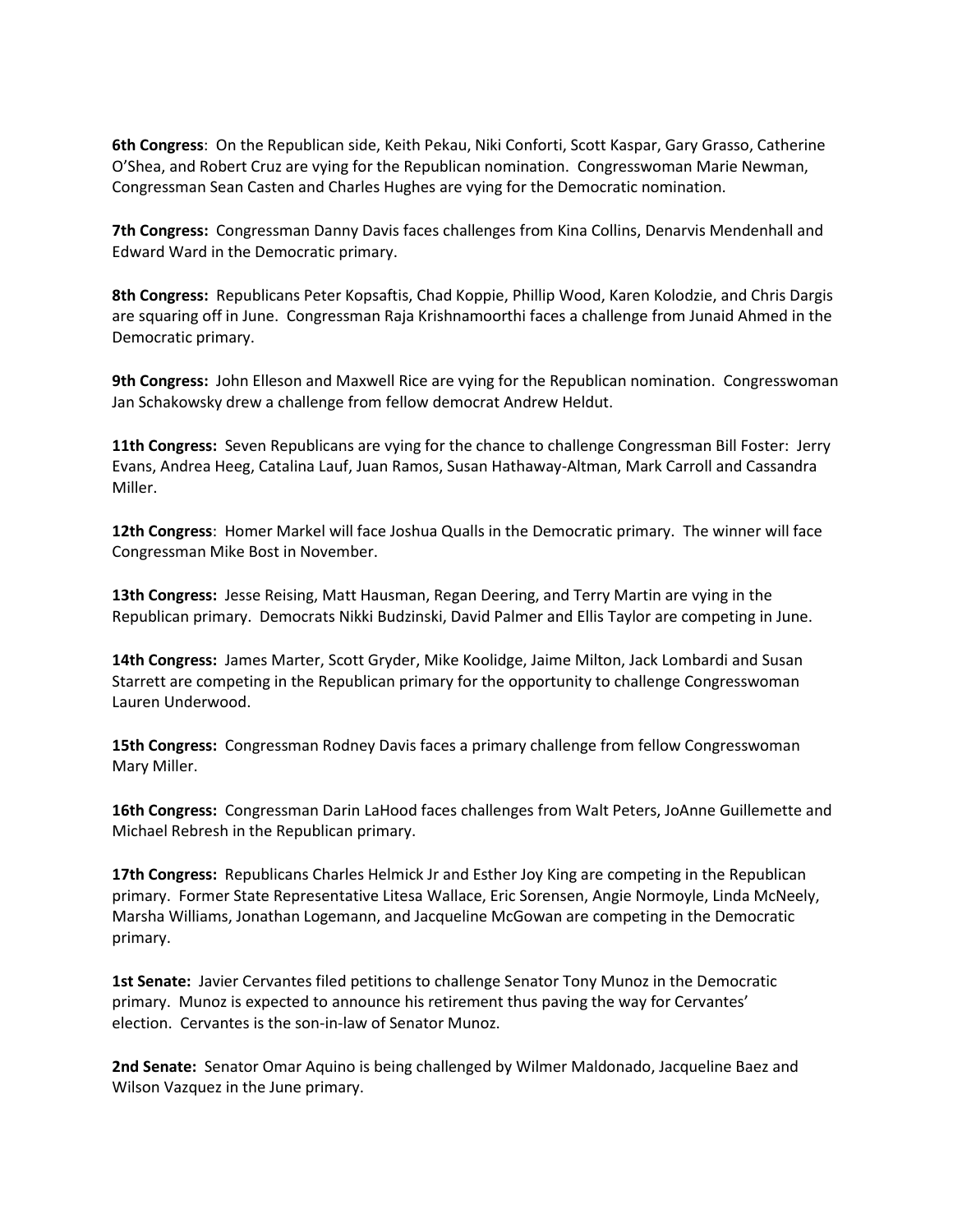**6th Congress**: On the Republican side, Keith Pekau, Niki Conforti, Scott Kaspar, Gary Grasso, Catherine O'Shea, and Robert Cruz are vying for the Republican nomination. Congresswoman Marie Newman, Congressman Sean Casten and Charles Hughes are vying for the Democratic nomination.

**7th Congress:** Congressman Danny Davis faces challenges from Kina Collins, Denarvis Mendenhall and Edward Ward in the Democratic primary.

**8th Congress:** Republicans Peter Kopsaftis, Chad Koppie, Phillip Wood, Karen Kolodzie, and Chris Dargis are squaring off in June. Congressman Raja Krishnamoorthi faces a challenge from Junaid Ahmed in the Democratic primary.

**9th Congress:** John Elleson and Maxwell Rice are vying for the Republican nomination. Congresswoman Jan Schakowsky drew a challenge from fellow democrat Andrew Heldut.

**11th Congress:** Seven Republicans are vying for the chance to challenge Congressman Bill Foster: Jerry Evans, Andrea Heeg, Catalina Lauf, Juan Ramos, Susan Hathaway-Altman, Mark Carroll and Cassandra Miller.

**12th Congress**: Homer Markel will face Joshua Qualls in the Democratic primary. The winner will face Congressman Mike Bost in November.

**13th Congress:** Jesse Reising, Matt Hausman, Regan Deering, and Terry Martin are vying in the Republican primary. Democrats Nikki Budzinski, David Palmer and Ellis Taylor are competing in June.

**14th Congress:** James Marter, Scott Gryder, Mike Koolidge, Jaime Milton, Jack Lombardi and Susan Starrett are competing in the Republican primary for the opportunity to challenge Congresswoman Lauren Underwood.

**15th Congress:** Congressman Rodney Davis faces a primary challenge from fellow Congresswoman Mary Miller.

**16th Congress:** Congressman Darin LaHood faces challenges from Walt Peters, JoAnne Guillemette and Michael Rebresh in the Republican primary.

**17th Congress:** Republicans Charles Helmick Jr and Esther Joy King are competing in the Republican primary. Former State Representative Litesa Wallace, Eric Sorensen, Angie Normoyle, Linda McNeely, Marsha Williams, Jonathan Logemann, and Jacqueline McGowan are competing in the Democratic primary.

**1st Senate:** Javier Cervantes filed petitions to challenge Senator Tony Munoz in the Democratic primary. Munoz is expected to announce his retirement thus paving the way for Cervantes' election. Cervantes is the son-in-law of Senator Munoz.

**2nd Senate:** Senator Omar Aquino is being challenged by Wilmer Maldonado, Jacqueline Baez and Wilson Vazquez in the June primary.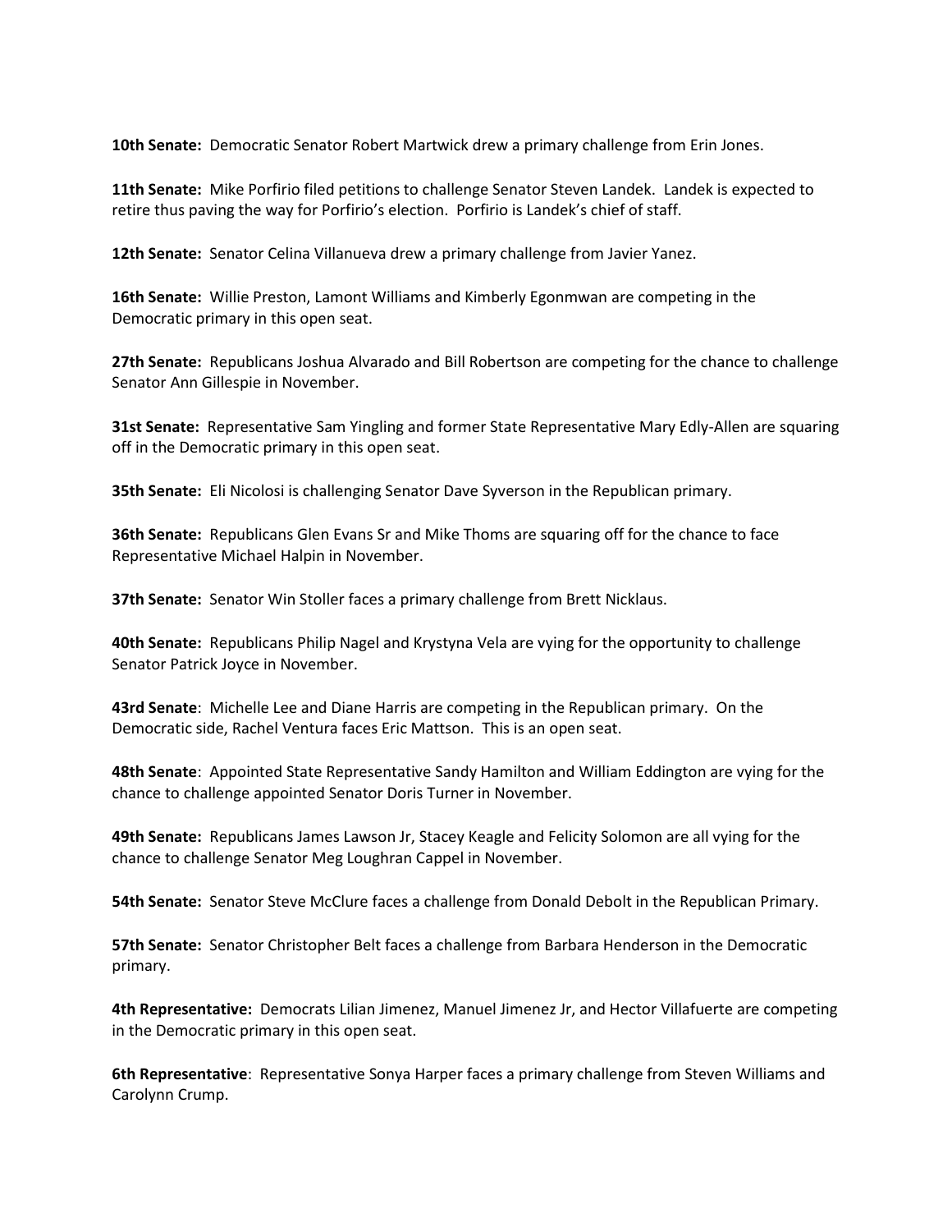**10th Senate:** Democratic Senator Robert Martwick drew a primary challenge from Erin Jones.

**11th Senate:** Mike Porfirio filed petitions to challenge Senator Steven Landek. Landek is expected to retire thus paving the way for Porfirio's election. Porfirio is Landek's chief of staff.

**12th Senate:** Senator Celina Villanueva drew a primary challenge from Javier Yanez.

**16th Senate:** Willie Preston, Lamont Williams and Kimberly Egonmwan are competing in the Democratic primary in this open seat.

**27th Senate:** Republicans Joshua Alvarado and Bill Robertson are competing for the chance to challenge Senator Ann Gillespie in November.

**31st Senate:** Representative Sam Yingling and former State Representative Mary Edly-Allen are squaring off in the Democratic primary in this open seat.

**35th Senate:** Eli Nicolosi is challenging Senator Dave Syverson in the Republican primary.

**36th Senate:** Republicans Glen Evans Sr and Mike Thoms are squaring off for the chance to face Representative Michael Halpin in November.

**37th Senate:** Senator Win Stoller faces a primary challenge from Brett Nicklaus.

**40th Senate:** Republicans Philip Nagel and Krystyna Vela are vying for the opportunity to challenge Senator Patrick Joyce in November.

**43rd Senate**: Michelle Lee and Diane Harris are competing in the Republican primary. On the Democratic side, Rachel Ventura faces Eric Mattson. This is an open seat.

**48th Senate**: Appointed State Representative Sandy Hamilton and William Eddington are vying for the chance to challenge appointed Senator Doris Turner in November.

**49th Senate:** Republicans James Lawson Jr, Stacey Keagle and Felicity Solomon are all vying for the chance to challenge Senator Meg Loughran Cappel in November.

**54th Senate:** Senator Steve McClure faces a challenge from Donald Debolt in the Republican Primary.

**57th Senate:** Senator Christopher Belt faces a challenge from Barbara Henderson in the Democratic primary.

**4th Representative:** Democrats Lilian Jimenez, Manuel Jimenez Jr, and Hector Villafuerte are competing in the Democratic primary in this open seat.

**6th Representative**: Representative Sonya Harper faces a primary challenge from Steven Williams and Carolynn Crump.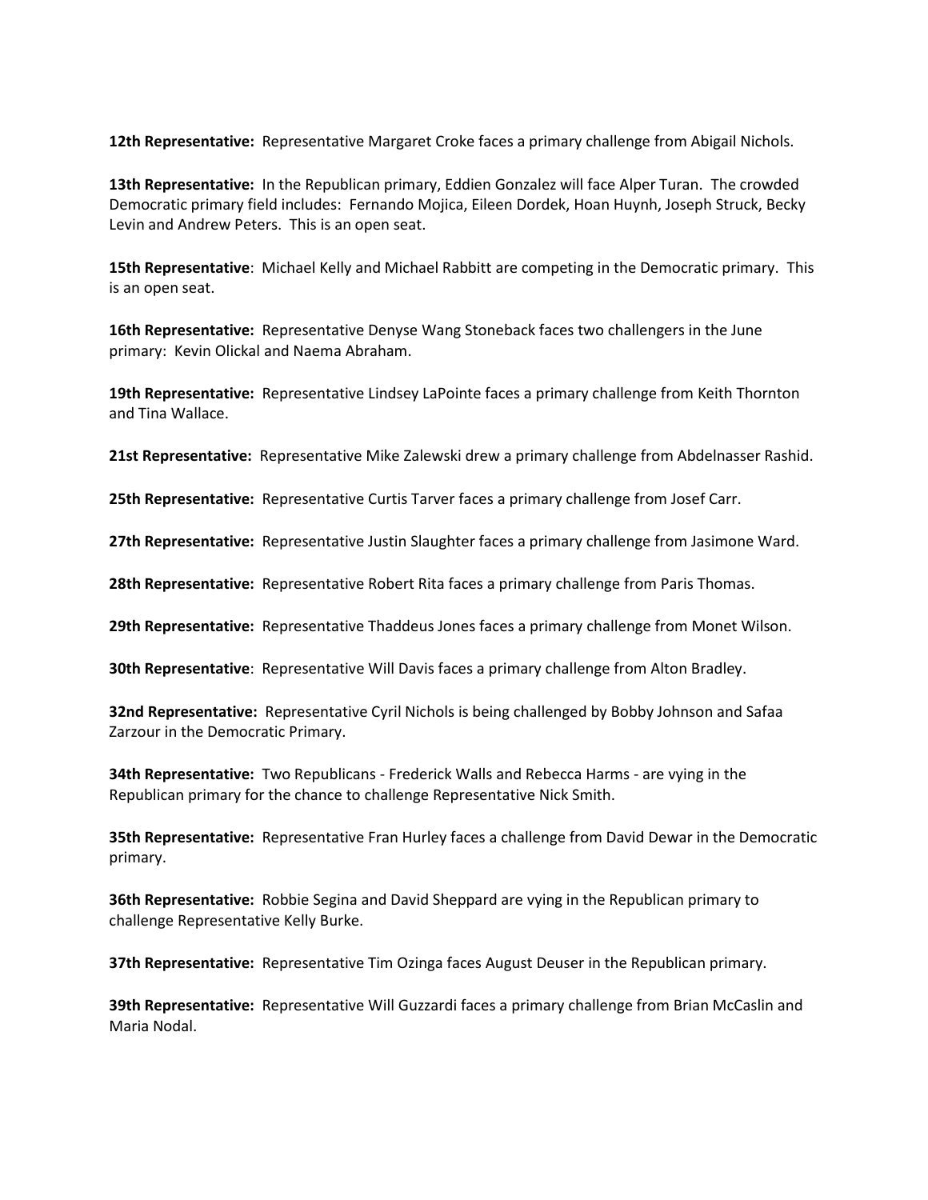**12th Representative:** Representative Margaret Croke faces a primary challenge from Abigail Nichols.

**13th Representative:** In the Republican primary, Eddien Gonzalez will face Alper Turan. The crowded Democratic primary field includes: Fernando Mojica, Eileen Dordek, Hoan Huynh, Joseph Struck, Becky Levin and Andrew Peters. This is an open seat.

**15th Representative**: Michael Kelly and Michael Rabbitt are competing in the Democratic primary. This is an open seat.

**16th Representative:** Representative Denyse Wang Stoneback faces two challengers in the June primary: Kevin Olickal and Naema Abraham.

**19th Representative:** Representative Lindsey LaPointe faces a primary challenge from Keith Thornton and Tina Wallace.

**21st Representative:** Representative Mike Zalewski drew a primary challenge from Abdelnasser Rashid.

**25th Representative:** Representative Curtis Tarver faces a primary challenge from Josef Carr.

**27th Representative:** Representative Justin Slaughter faces a primary challenge from Jasimone Ward.

**28th Representative:** Representative Robert Rita faces a primary challenge from Paris Thomas.

**29th Representative:** Representative Thaddeus Jones faces a primary challenge from Monet Wilson.

**30th Representative**: Representative Will Davis faces a primary challenge from Alton Bradley.

**32nd Representative:** Representative Cyril Nichols is being challenged by Bobby Johnson and Safaa Zarzour in the Democratic Primary.

**34th Representative:** Two Republicans - Frederick Walls and Rebecca Harms - are vying in the Republican primary for the chance to challenge Representative Nick Smith.

**35th Representative:** Representative Fran Hurley faces a challenge from David Dewar in the Democratic primary.

**36th Representative:** Robbie Segina and David Sheppard are vying in the Republican primary to challenge Representative Kelly Burke.

**37th Representative:** Representative Tim Ozinga faces August Deuser in the Republican primary.

**39th Representative:** Representative Will Guzzardi faces a primary challenge from Brian McCaslin and Maria Nodal.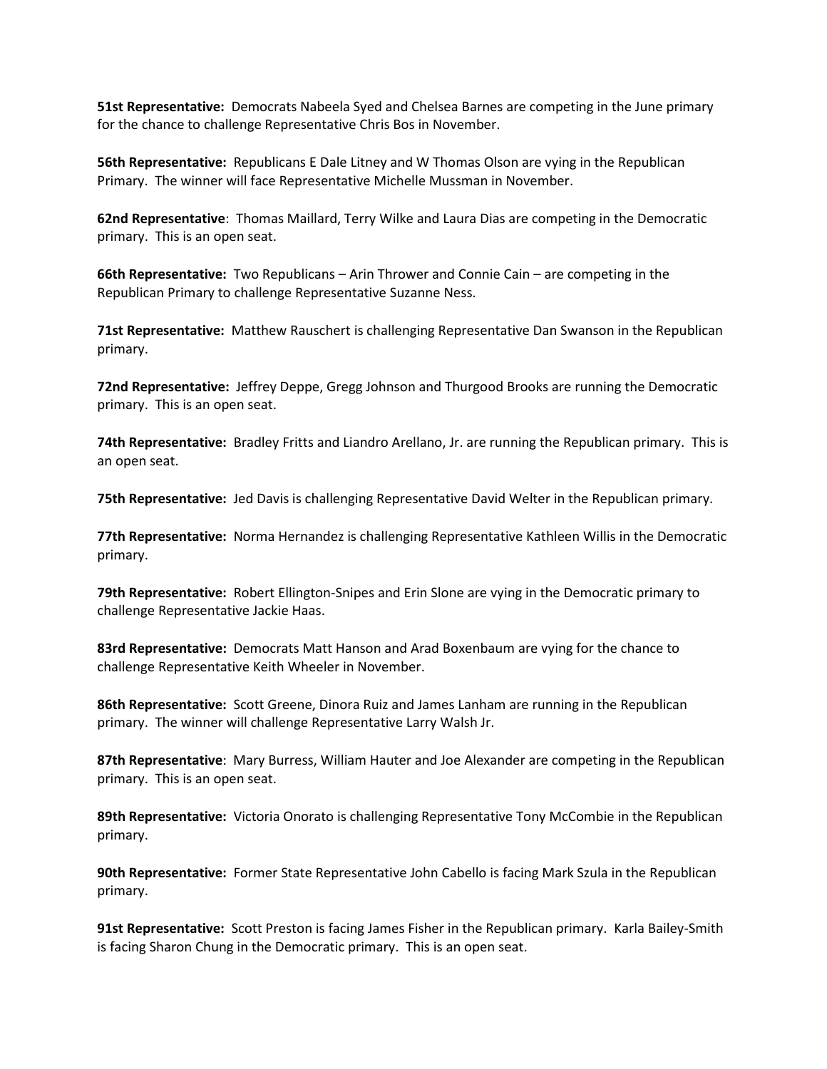**51st Representative:** Democrats Nabeela Syed and Chelsea Barnes are competing in the June primary for the chance to challenge Representative Chris Bos in November.

**56th Representative:** Republicans E Dale Litney and W Thomas Olson are vying in the Republican Primary. The winner will face Representative Michelle Mussman in November.

**62nd Representative**: Thomas Maillard, Terry Wilke and Laura Dias are competing in the Democratic primary. This is an open seat.

**66th Representative:** Two Republicans – Arin Thrower and Connie Cain – are competing in the Republican Primary to challenge Representative Suzanne Ness.

**71st Representative:** Matthew Rauschert is challenging Representative Dan Swanson in the Republican primary.

**72nd Representative:** Jeffrey Deppe, Gregg Johnson and Thurgood Brooks are running the Democratic primary. This is an open seat.

**74th Representative:** Bradley Fritts and Liandro Arellano, Jr. are running the Republican primary. This is an open seat.

**75th Representative:** Jed Davis is challenging Representative David Welter in the Republican primary.

**77th Representative:** Norma Hernandez is challenging Representative Kathleen Willis in the Democratic primary.

**79th Representative:** Robert Ellington-Snipes and Erin Slone are vying in the Democratic primary to challenge Representative Jackie Haas.

**83rd Representative:** Democrats Matt Hanson and Arad Boxenbaum are vying for the chance to challenge Representative Keith Wheeler in November.

**86th Representative:** Scott Greene, Dinora Ruiz and James Lanham are running in the Republican primary. The winner will challenge Representative Larry Walsh Jr.

**87th Representative**: Mary Burress, William Hauter and Joe Alexander are competing in the Republican primary. This is an open seat.

**89th Representative:** Victoria Onorato is challenging Representative Tony McCombie in the Republican primary.

**90th Representative:** Former State Representative John Cabello is facing Mark Szula in the Republican primary.

**91st Representative:** Scott Preston is facing James Fisher in the Republican primary. Karla Bailey-Smith is facing Sharon Chung in the Democratic primary. This is an open seat.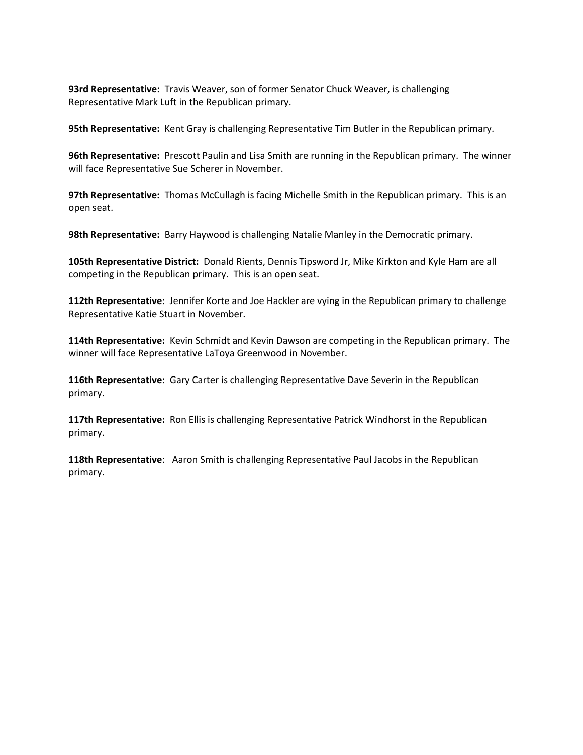**93rd Representative:** Travis Weaver, son of former Senator Chuck Weaver, is challenging Representative Mark Luft in the Republican primary.

**95th Representative:** Kent Gray is challenging Representative Tim Butler in the Republican primary.

**96th Representative:** Prescott Paulin and Lisa Smith are running in the Republican primary. The winner will face Representative Sue Scherer in November.

**97th Representative:** Thomas McCullagh is facing Michelle Smith in the Republican primary. This is an open seat.

**98th Representative:** Barry Haywood is challenging Natalie Manley in the Democratic primary.

**105th Representative District:** Donald Rients, Dennis Tipsword Jr, Mike Kirkton and Kyle Ham are all competing in the Republican primary. This is an open seat.

**112th Representative:** Jennifer Korte and Joe Hackler are vying in the Republican primary to challenge Representative Katie Stuart in November.

**114th Representative:** Kevin Schmidt and Kevin Dawson are competing in the Republican primary. The winner will face Representative LaToya Greenwood in November.

**116th Representative:** Gary Carter is challenging Representative Dave Severin in the Republican primary.

**117th Representative:** Ron Ellis is challenging Representative Patrick Windhorst in the Republican primary.

**118th Representative**: Aaron Smith is challenging Representative Paul Jacobs in the Republican primary.